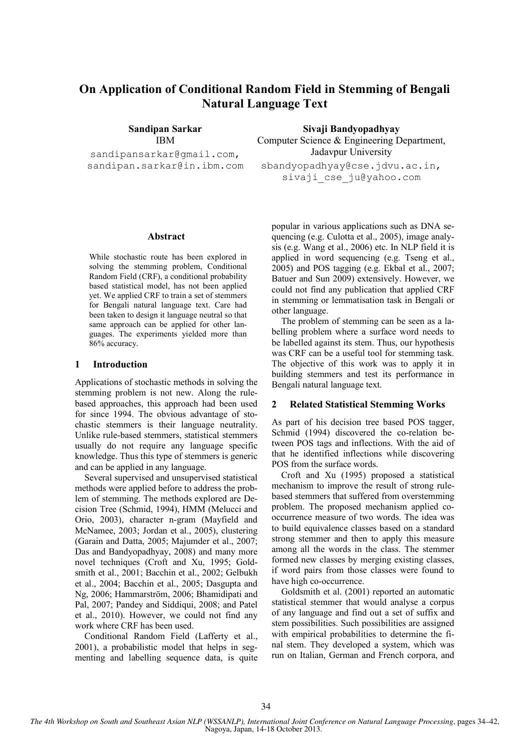# On Application of Conditional Random Field in Stemming of Bengali Natural Language Text

**Sandipan Sarkar**
IBM
sandipansarkar@gmail.com,
sandipan.sarkar@in.ibm.com

**Sivaji Bandyopadhyay**
Computer Science & Engineering Department,
Jadavpur University
sbandyopadhyay@cse.jdvu.ac.in,
sivaji_cse_ju@yahoo.com

### Abstract

While stochastic route has been explored in solving the stemming problem, Conditional Random Field (CRF), a conditional probability based statistical model, has not been applied yet. We applied CRF to train a set of stemmers for Bengali natural language text. Care had been taken to design it language neutral so that same approach can be applied for other languages. The experiments yielded more than 86% accuracy.

## 1 Introduction

Applications of stochastic methods in solving the stemming problem is not new. Along the rule-based approaches, this approach had been used for since 1994. The obvious advantage of stochastic stemmers is their language neutrality. Unlike rule-based stemmers, statistical stemmers usually do not require any language specific knowledge. Thus this type of stemmers is generic and can be applied in any language.

Several supervised and unsupervised statistical methods were applied before to address the problem of stemming. The methods explored are Decision Tree (Schmid, 1994), HMM (Melucci and Orio, 2003), character n-gram (Mayfield and McNamee, 2003; Jordan et al., 2005), clustering (Garain and Datta, 2005; Majumder et al., 2007; Das and Bandyopadhyay, 2008) and many more novel techniques (Croft and Xu, 1995; Goldsmith et al., 2001; Bacchin et al., 2002; Gelbukh et al., 2004; Bacchin et al., 2005; Dasgupta and Ng, 2006; Hammarström, 2006; Bhamidipati and Pal, 2007; Pandey and Siddiqui, 2008; and Patel et al., 2010). However, we could not find any work where CRF has been used.

Conditional Random Field (Lafferty et al., 2001), a probabilistic model that helps in segmenting and labelling sequence data, is quite popular in various applications such as DNA sequencing (e.g. Culotta et al., 2005), image analysis (e.g. Wang et al., 2006) etc. In NLP field it is applied in word sequencing (e.g. Tseng et al., 2005) and POS tagging (e.g. Ekbal et al., 2007; Batuer and Sun 2009) extensively. However, we could not find any publication that applied CRF in stemming or lemmatisation task in Bengali or other language.

The problem of stemming can be seen as a labelling problem where a surface word needs to be labelled against its stem. Thus, our hypothesis was CRF can be a useful tool for stemming task. The objective of this work was to apply it in building stemmers and test its performance in Bengali natural language text.

## 2 Related Statistical Stemming Works

As part of his decision tree based POS tagger, Schmid (1994) discovered the co-relation between POS tags and inflections. With the aid of that he identified inflections while discovering POS from the surface words.

Croft and Xu (1995) proposed a statistical mechanism to improve the result of strong rule-based stemmers that suffered from overstemming problem. The proposed mechanism applied co-occurrence measure of two words. The idea was to build equivalence classes based on a standard strong stemmer and then to apply this measure among all the words in the class. The stemmer formed new classes by merging existing classes, if word pairs from those classes were found to have high co-occurrence.

Goldsmith et al. (2001) reported an automatic statistical stemmer that would analyse a corpus of any language and find out a set of suffix and stem possibilities. Such possibilities are assigned with empirical probabilities to determine the final stem. They developed a system, which was run on Italian, German and French corpora, and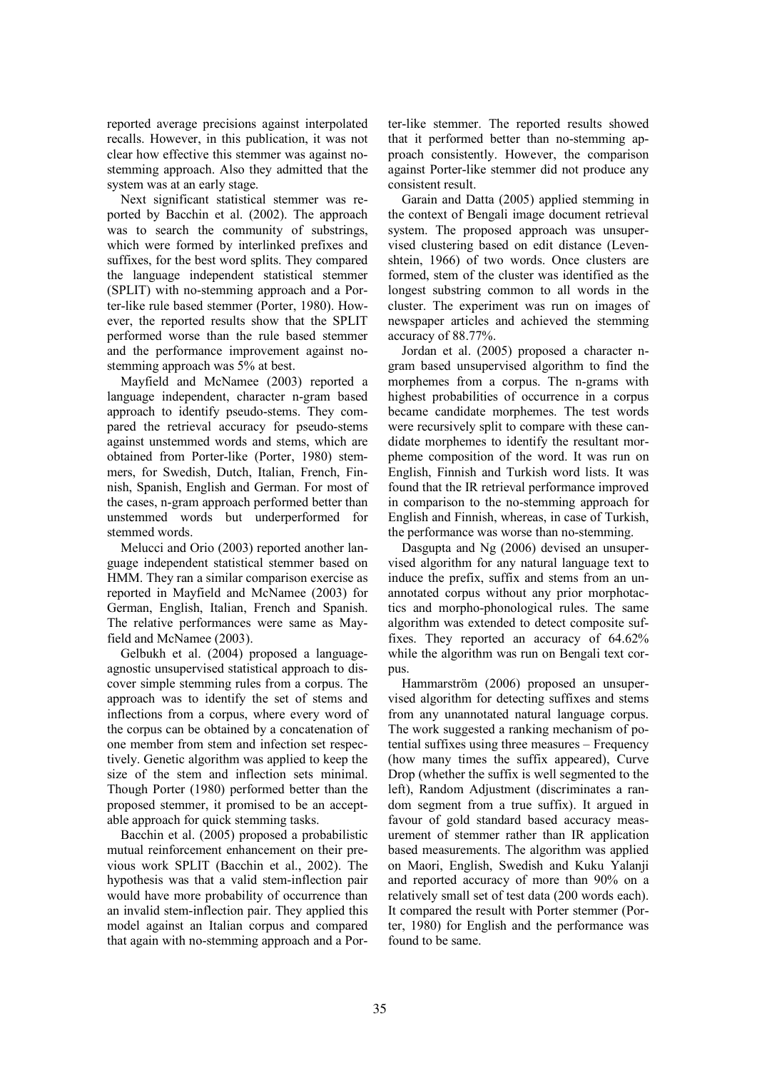reported average precisions against interpolated recalls. However, in this publication, it was not clear how effective this stemmer was against no-stemming approach. Also they admitted that the system was at an early stage.

Next significant statistical stemmer was reported by Bacchin et al. (2002). The approach was to search the community of substrings, which were formed by interlinked prefixes and suffixes, for the best word splits. They compared the language independent statistical stemmer (SPLIT) with no-stemming approach and a Porter-like rule based stemmer (Porter, 1980). However, the reported results show that the SPLIT performed worse than the rule based stemmer and the performance improvement against no-stemming approach was 5% at best.

Mayfield and McNamee (2003) reported a language independent, character n-gram based approach to identify pseudo-stems. They compared the retrieval accuracy for pseudo-stems against unstemmed words and stems, which are obtained from Porter-like (Porter, 1980) stemmers, for Swedish, Dutch, Italian, French, Finnish, Spanish, English and German. For most of the cases, n-gram approach performed better than unstemmed words but underperformed for stemmed words.

Melucci and Orio (2003) reported another language independent statistical stemmer based on HMM. They ran a similar comparison exercise as reported in Mayfield and McNamee (2003) for German, English, Italian, French and Spanish. The relative performances were same as Mayfield and McNamee (2003).

Gelbukh et al. (2004) proposed a language-agnostic unsupervised statistical approach to discover simple stemming rules from a corpus. The approach was to identify the set of stems and inflections from a corpus, where every word of the corpus can be obtained by a concatenation of one member from stem and inflection set respectively. Genetic algorithm was applied to keep the size of the stem and inflection sets minimal. Though Porter (1980) performed better than the proposed stemmer, it promised to be an acceptable approach for quick stemming tasks.

Bacchin et al. (2005) proposed a probabilistic mutual reinforcement enhancement on their previous work SPLIT (Bacchin et al., 2002). The hypothesis was that a valid stem-inflection pair would have more probability of occurrence than an invalid stem-inflection pair. They applied this model against an Italian corpus and compared that again with no-stemming approach and a Porter-like stemmer. The reported results showed that it performed better than no-stemming approach consistently. However, the comparison against Porter-like stemmer did not produce any consistent result.

Garain and Datta (2005) applied stemming in the context of Bengali image document retrieval system. The proposed approach was unsupervised clustering based on edit distance (Levenshtein, 1966) of two words. Once clusters are formed, stem of the cluster was identified as the longest substring common to all words in the cluster. The experiment was run on images of newspaper articles and achieved the stemming accuracy of 88.77%.

Jordan et al. (2005) proposed a character n-gram based unsupervised algorithm to find the morphemes from a corpus. The n-grams with highest probabilities of occurrence in a corpus became candidate morphemes. The test words were recursively split to compare with these candidate morphemes to identify the resultant morpheme composition of the word. It was run on English, Finnish and Turkish word lists. It was found that the IR retrieval performance improved in comparison to the no-stemming approach for English and Finnish, whereas, in case of Turkish, the performance was worse than no-stemming.

Dasgupta and Ng (2006) devised an unsupervised algorithm for any natural language text to induce the prefix, suffix and stems from an unannotated corpus without any prior morphotactics and morpho-phonological rules. The same algorithm was extended to detect composite suffixes. They reported an accuracy of 64.62% while the algorithm was run on Bengali text corpus.

Hammarström (2006) proposed an unsupervised algorithm for detecting suffixes and stems from any unannotated natural language corpus. The work suggested a ranking mechanism of potential suffixes using three measures – Frequency (how many times the suffix appeared), Curve Drop (whether the suffix is well segmented to the left), Random Adjustment (discriminates a random segment from a true suffix). It argued in favour of gold standard based accuracy measurement of stemmer rather than IR application based measurements. The algorithm was applied on Maori, English, Swedish and Kuku Yalanji and reported accuracy of more than 90% on a relatively small set of test data (200 words each). It compared the result with Porter stemmer (Porter, 1980) for English and the performance was found to be same.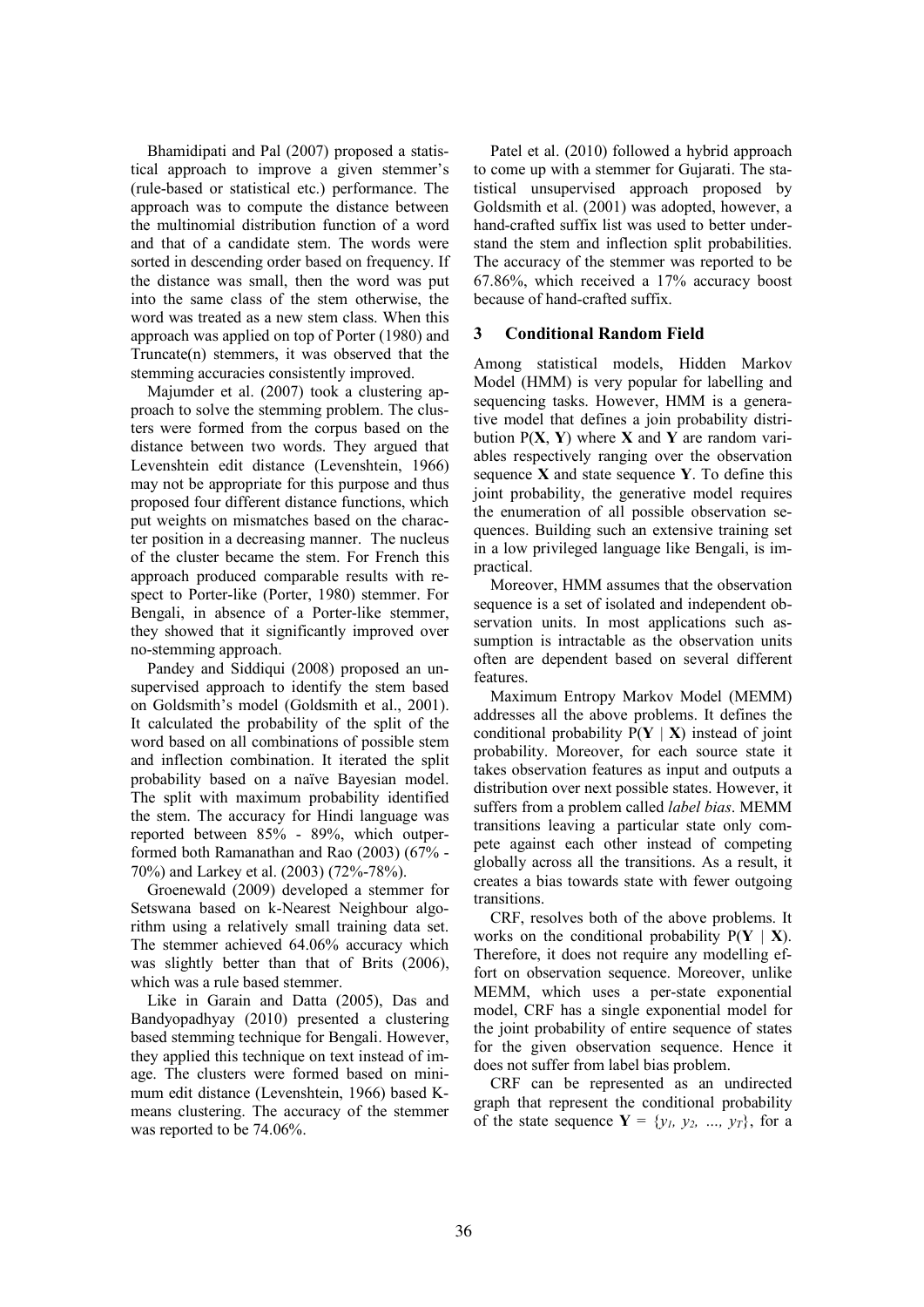Bhamidipati and Pal (2007) proposed a statistical approach to improve a given stemmer's (rule-based or statistical etc.) performance. The approach was to compute the distance between the multinomial distribution function of a word and that of a candidate stem. The words were sorted in descending order based on frequency. If the distance was small, then the word was put into the same class of the stem otherwise, the word was treated as a new stem class. When this approach was applied on top of Porter (1980) and Truncate(n) stemmers, it was observed that the stemming accuracies consistently improved.

Majumder et al. (2007) took a clustering approach to solve the stemming problem. The clusters were formed from the corpus based on the distance between two words. They argued that Levenshtein edit distance (Levenshtein, 1966) may not be appropriate for this purpose and thus proposed four different distance functions, which put weights on mismatches based on the character position in a decreasing manner. The nucleus of the cluster became the stem. For French this approach produced comparable results with respect to Porter-like (Porter, 1980) stemmer. For Bengali, in absence of a Porter-like stemmer, they showed that it significantly improved over no-stemming approach.

Pandey and Siddiqui (2008) proposed an unsupervised approach to identify the stem based on Goldsmith's model (Goldsmith et al., 2001). It calculated the probability of the split of the word based on all combinations of possible stem and inflection combination. It iterated the split probability based on a naïve Bayesian model. The split with maximum probability identified the stem. The accuracy for Hindi language was reported between 85% - 89%, which outperformed both Ramanathan and Rao (2003) (67% - 70%) and Larkey et al. (2003) (72%-78%).

Groenewald (2009) developed a stemmer for Setswana based on k-Nearest Neighbour algorithm using a relatively small training data set. The stemmer achieved 64.06% accuracy which was slightly better than that of Brits (2006), which was a rule based stemmer.

Like in Garain and Datta (2005), Das and Bandyopadhyay (2010) presented a clustering based stemming technique for Bengali. However, they applied this technique on text instead of image. The clusters were formed based on minimum edit distance (Levenshtein, 1966) based K-means clustering. The accuracy of the stemmer was reported to be 74.06%.

Patel et al. (2010) followed a hybrid approach to come up with a stemmer for Gujarati. The statistical unsupervised approach proposed by Goldsmith et al. (2001) was adopted, however, a hand-crafted suffix list was used to better understand the stem and inflection split probabilities. The accuracy of the stemmer was reported to be 67.86%, which received a 17% accuracy boost because of hand-crafted suffix.

## 3 Conditional Random Field

Among statistical models, Hidden Markov Model (HMM) is very popular for labelling and sequencing tasks. However, HMM is a generative model that defines a join probability distribution $P(\mathbf{X}, \mathbf{Y})$ where $\mathbf{X}$ and $\mathbf{Y}$ are random variables respectively ranging over the observation sequence $\mathbf{X}$ and state sequence $\mathbf{Y}$. To define this joint probability, the generative model requires the enumeration of all possible observation sequences. Building such an extensive training set in a low privileged language like Bengali, is impractical.

Moreover, HMM assumes that the observation sequence is a set of isolated and independent observation units. In most applications such assumption is intractable as the observation units often are dependent based on several different features.

Maximum Entropy Markov Model (MEMM) addresses all the above problems. It defines the conditional probability $P(\mathbf{Y} \mid \mathbf{X})$ instead of joint probability. Moreover, for each source state it takes observation features as input and outputs a distribution over next possible states. However, it suffers from a problem called *label bias*. MEMM transitions leaving a particular state only compete against each other instead of competing globally across all the transitions. As a result, it creates a bias towards state with fewer outgoing transitions.

CRF, resolves both of the above problems. It works on the conditional probability $P(\mathbf{Y} \mid \mathbf{X})$. Therefore, it does not require any modelling effort on observation sequence. Moreover, unlike MEMM, which uses a per-state exponential model, CRF has a single exponential model for the joint probability of entire sequence of states for the given observation sequence. Hence it does not suffer from label bias problem.

CRF can be represented as an undirected graph that represent the conditional probability of the state sequence $\mathbf{Y} = \{y_1, y_2, \ldots, y_T\}$, for a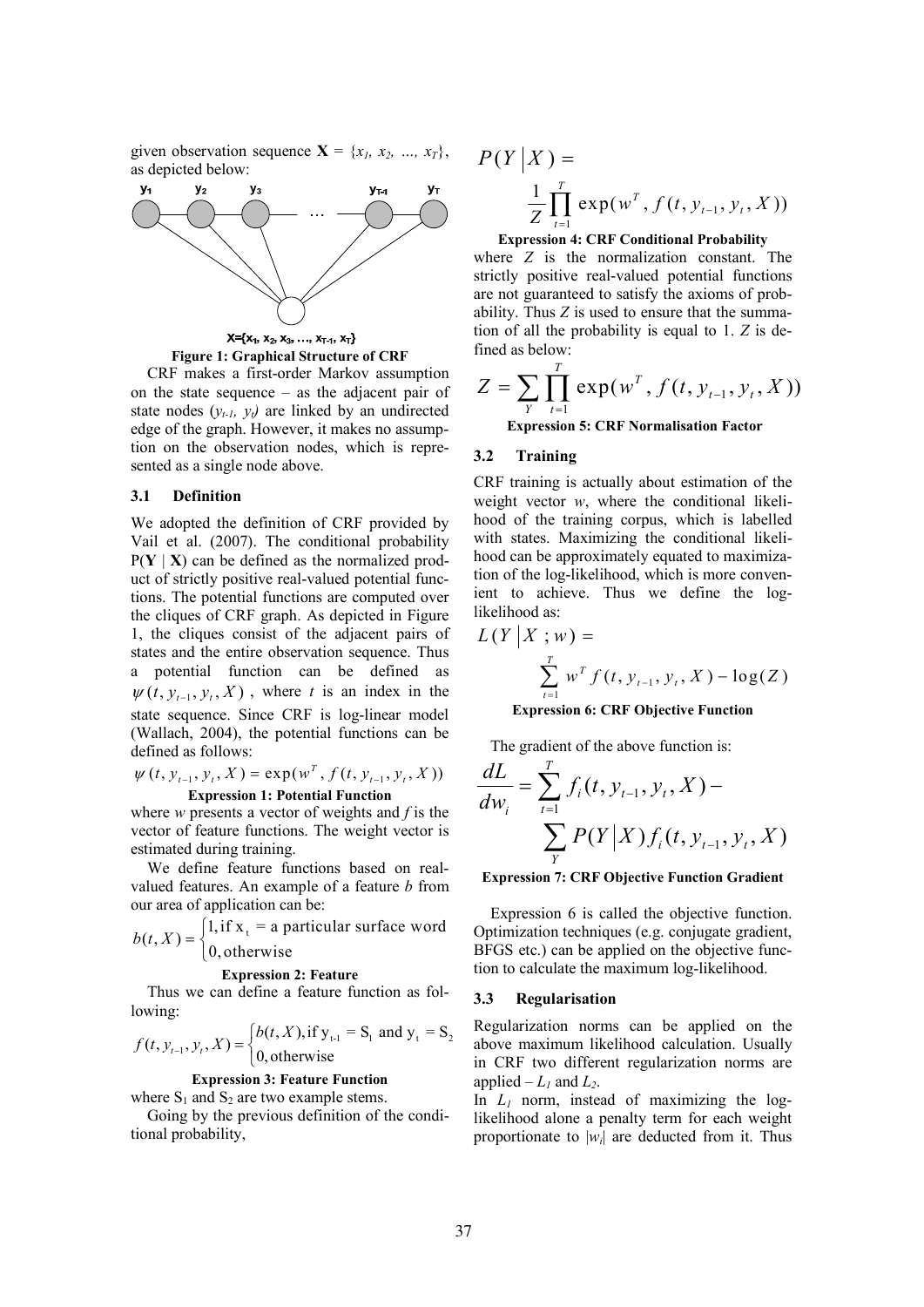given observation sequence $\mathbf{X} = \{x_1, x_2, \ldots, x_T\}$, as depicted below:

**Figure 1: Graphical Structure of CRF**

CRF makes a first-order Markov assumption on the state sequence – as the adjacent pair of state nodes $(y_{t-1}, y_t)$ are linked by an undirected edge of the graph. However, it makes no assumption on the observation nodes, which is represented as a single node above.

### 3.1 Definition

We adopted the definition of CRF provided by Vail et al. (2007). The conditional probability $P(\mathbf{Y} \mid \mathbf{X})$ can be defined as the normalized product of strictly positive real-valued potential functions. The potential functions are computed over the cliques of CRF graph. As depicted in Figure 1, the cliques consist of the adjacent pairs of states and the entire observation sequence. Thus a potential function can be defined as $\psi(t, y_{t-1}, y_t, X)$, where $t$ is an index in the state sequence. Since CRF is log-linear model (Wallach, 2004), the potential functions can be defined as follows:

$$\psi(t, y_{t-1}, y_t, X) = \exp(w^T, f(t, y_{t-1}, y_t, X))$$

**Expression 1: Potential Function**

where $w$ presents a vector of weights and $f$ is the vector of feature functions. The weight vector is estimated during training.

We define feature functions based on real-valued features. An example of a feature $b$ from our area of application can be:

$$b(t, X) = \begin{cases} 1, \text{if } x_t = \text{a particular surface word} \\ 0, \text{otherwise} \end{cases}$$

**Expression 2: Feature**

Thus we can define a feature function as following:

$$f(t, y_{t-1}, y_t, X) = \begin{cases} b(t, X), \text{if } y_{t-1} = S_1 \text{ and } y_t = S_2 \\ 0, \text{otherwise} \end{cases}$$

**Expression 3: Feature Function**

where $S_1$ and $S_2$ are two example stems.

Going by the previous definition of the conditional probability,

$$P(Y \mid X) = \frac{1}{Z} \prod_{t=1}^{T} \exp(w^T, f(t, y_{t-1}, y_t, X))$$

**Expression 4: CRF Conditional Probability**

where $Z$ is the normalization constant. The strictly positive real-valued potential functions are not guaranteed to satisfy the axioms of probability. Thus $Z$ is used to ensure that the summation of all the probability is equal to 1. $Z$ is defined as below:

$$Z = \sum_{Y} \prod_{t=1}^{T} \exp(w^T, f(t, y_{t-1}, y_t, X))$$

**Expression 5: CRF Normalisation Factor**

### 3.2 Training

CRF training is actually about estimation of the weight vector $w$, where the conditional likelihood of the training corpus, which is labelled with states. Maximizing the conditional likelihood can be approximately equated to maximization of the log-likelihood, which is more convenient to achieve. Thus we define the log-likelihood as:

$$L(Y \mid X\, ; w) = \sum_{t=1}^{T} w^T f(t, y_{t-1}, y_t, X) - \log(Z)$$

**Expression 6: CRF Objective Function**

The gradient of the above function is:

$$\frac{dL}{dw_i} = \sum_{t=1}^{T} f_i(t, y_{t-1}, y_t, X) - \sum_{Y} P(Y \mid X) f_i(t, y_{t-1}, y_t, X)$$

**Expression 7: CRF Objective Function Gradient**

Expression 6 is called the objective function. Optimization techniques (e.g. conjugate gradient, BFGS etc.) can be applied on the objective function to calculate the maximum log-likelihood.

### 3.3 Regularisation

Regularization norms can be applied on the above maximum likelihood calculation. Usually in CRF two different regularization norms are applied – $L_1$ and $L_2$.

In $L_1$ norm, instead of maximizing the log-likelihood alone a penalty term for each weight proportionate to $|w_i|$ are deducted from it. Thus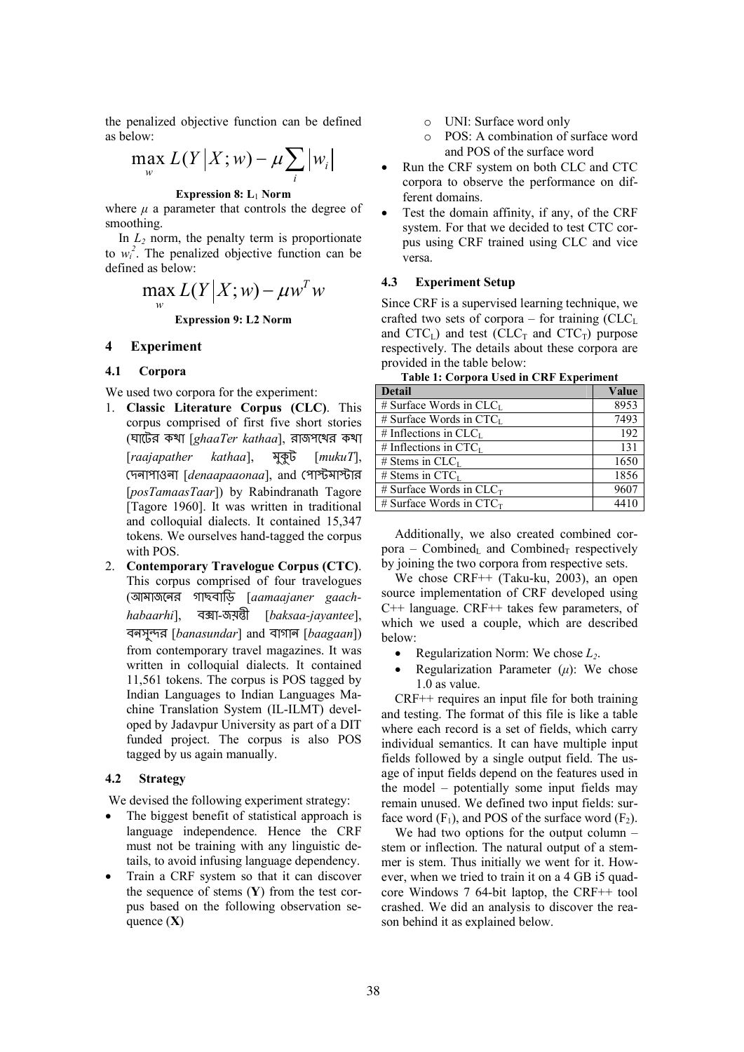the penalized objective function can be defined as below:

$$\max_{w} L(Y|X;w) - \mu \sum_{i} |w_i|$$

**Expression 8: $L_1$ Norm**

where $\mu$ a parameter that controls the degree of smoothing.

In $L_2$ norm, the penalty term is proportionate to $w_i^2$. The penalized objective function can be defined as below:

$$\max_{w} L(Y|X;w) - \mu w^T w$$

**Expression 9: L2 Norm**

## 4 Experiment

### 4.1 Corpora

We used two corpora for the experiment:

1. **Classic Literature Corpus (CLC)**. This corpus comprised of first five short stories (ঘাটের কথা [*ghaaTer kathaa*], রাজপথের কথা [*raajapather kathaa*], মুকুট [*mukuT*], দেনাপাওনা [*denaapaaonaa*], and পোস্টমাস্টার [*posTamaasTaar*]) by Rabindranath Tagore [Tagore 1960]. It was written in traditional and colloquial dialects. It contained 15,347 tokens. We ourselves hand-tagged the corpus with POS.
2. **Contemporary Travelogue Corpus (CTC)**. This corpus comprised of four travelogues (আমাজনের গাছবাড়ি [*aamaajaner gaach-habaarhi*], বক্সা-জয়ন্তী [*baksaa-jayantee*], বনসুন্দর [*banasundar*] and বাগান [*baagaan*]) from contemporary travel magazines. It was written in colloquial dialects. It contained 11,561 tokens. The corpus is POS tagged by Indian Languages to Indian Languages Machine Translation System (IL-ILMT) developed by Jadavpur University as part of a DIT funded project. The corpus is also POS tagged by us again manually.

### 4.2 Strategy

We devised the following experiment strategy:

- The biggest benefit of statistical approach is language independence. Hence the CRF must not be training with any linguistic details, to avoid infusing language dependency.
- Train a CRF system so that it can discover the sequence of stems (**Y**) from the test corpus based on the following observation sequence (**X**)
  - UNI: Surface word only
  - POS: A combination of surface word and POS of the surface word
- Run the CRF system on both CLC and CTC corpora to observe the performance on different domains.
- Test the domain affinity, if any, of the CRF system. For that we decided to test CTC corpus using CRF trained using CLC and vice versa.

### 4.3 Experiment Setup

Since CRF is a supervised learning technique, we crafted two sets of corpora – for training ($CLC_L$ and $CTC_L$) and test ($CLC_T$ and $CTC_T$) purpose respectively. The details about these corpora are provided in the table below:

**Table 1: Corpora Used in CRF Experiment**

| Detail | Value |
|---|---|
| # Surface Words in $CLC_L$ | 8953 |
| # Surface Words in $CTC_L$ | 7493 |
| # Inflections in $CLC_L$ | 192 |
| # Inflections in $CTC_L$ | 131 |
| # Stems in $CLC_L$ | 1650 |
| # Stems in $CTC_L$ | 1856 |
| # Surface Words in $CLC_T$ | 9607 |
| # Surface Words in $CTC_T$ | 4410 |

Additionally, we also created combined corpora – $Combined_L$ and $Combined_T$ respectively by joining the two corpora from respective sets.

We chose CRF++ (Taku-ku, 2003), an open source implementation of CRF developed using C++ language. CRF++ takes few parameters, of which we used a couple, which are described below:

- Regularization Norm: We chose $L_2$.
- Regularization Parameter ($\mu$): We chose 1.0 as value.

CRF++ requires an input file for both training and testing. The format of this file is like a table where each record is a set of fields, which carry individual semantics. It can have multiple input fields followed by a single output field. The usage of input fields depend on the features used in the model – potentially some input fields may remain unused. We defined two input fields: surface word ($F_1$), and POS of the surface word ($F_2$).

We had two options for the output column – stem or inflection. The natural output of a stemmer is stem. Thus initially we went for it. However, when we tried to train it on a 4 GB i5 quad-core Windows 7 64-bit laptop, the CRF++ tool crashed. We did an analysis to discover the reason behind it as explained below.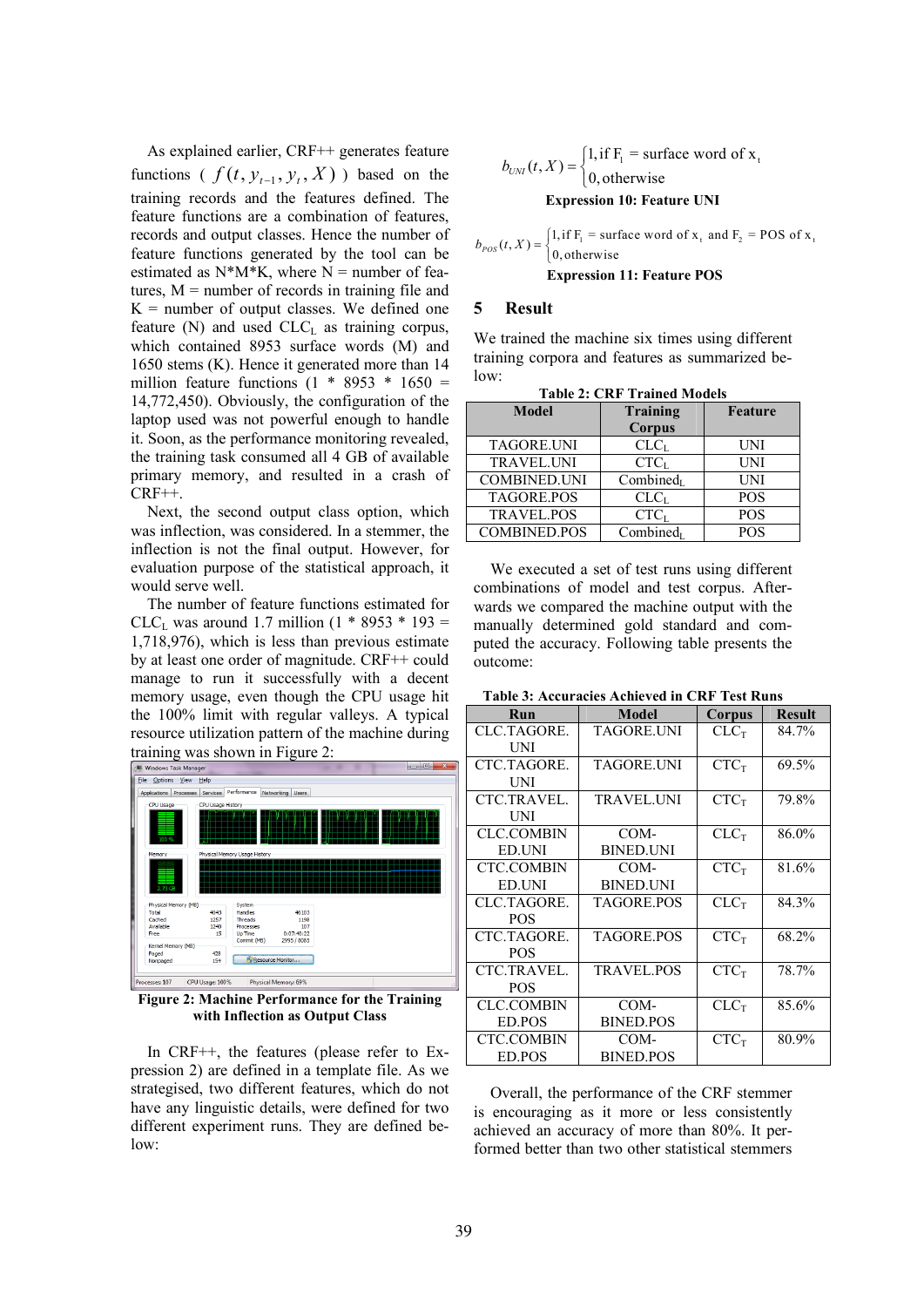As explained earlier, CRF++ generates feature functions ( $f(t, y_{t-1}, y_t, X)$ ) based on the training records and the features defined. The feature functions are a combination of features, records and output classes. Hence the number of feature functions generated by the tool can be estimated as N\*M\*K, where N = number of features, M = number of records in training file and K = number of output classes. We defined one feature (N) and used $CLC_L$ as training corpus, which contained 8953 surface words (M) and 1650 stems (K). Hence it generated more than 14 million feature functions (1 \* 8953 \* 1650 = 14,772,450). Obviously, the configuration of the laptop used was not powerful enough to handle it. Soon, as the performance monitoring revealed, the training task consumed all 4 GB of available primary memory, and resulted in a crash of CRF++.

Next, the second output class option, which was inflection, was considered. In a stemmer, the inflection is not the final output. However, for evaluation purpose of the statistical approach, it would serve well.

The number of feature functions estimated for $CLC_L$ was around 1.7 million (1 \* 8953 \* 193 = 1,718,976), which is less than previous estimate by at least one order of magnitude. CRF++ could manage to run it successfully with a decent memory usage, even though the CPU usage hit the 100% limit with regular valleys. A typical resource utilization pattern of the machine during training was shown in Figure 2:

**Figure 2: Machine Performance for the Training with Inflection as Output Class**

In CRF++, the features (please refer to Expression 2) are defined in a template file. As we strategised, two different features, which do not have any linguistic details, were defined for two different experiment runs. They are defined below:

$$b_{UNI}(t, X) = \begin{cases} 1, \text{if } F_1 = \text{surface word of } x_t \\ 0, \text{otherwise} \end{cases}$$

**Expression 10: Feature UNI**

$$b_{POS}(t, X) = \begin{cases} 1, \text{if } F_1 = \text{surface word of } x_t \text{ and } F_2 = \text{POS of } x_t \\ 0, \text{otherwise} \end{cases}$$

**Expression 11: Feature POS**

## 5 Result

We trained the machine six times using different training corpora and features as summarized below:

**Table 2: CRF Trained Models**

| Model | Training Corpus | Feature |
|---|---|---|
| TAGORE.UNI | $CLC_L$ | UNI |
| TRAVEL.UNI | $CTC_L$ | UNI |
| COMBINED.UNI | $Combined_L$ | UNI |
| TAGORE.POS | $CLC_L$ | POS |
| TRAVEL.POS | $CTC_L$ | POS |
| COMBINED.POS | $Combined_L$ | POS |

We executed a set of test runs using different combinations of model and test corpus. Afterwards we compared the machine output with the manually determined gold standard and computed the accuracy. Following table presents the outcome:

**Table 3: Accuracies Achieved in CRF Test Runs**

| Run | Model | Corpus | Result |
|---|---|---|---|
| CLC.TAGORE.UNI | TAGORE.UNI | $CLC_T$ | 84.7% |
| CTC.TAGORE.UNI | TAGORE.UNI | $CTC_T$ | 69.5% |
| CTC.TRAVEL.UNI | TRAVEL.UNI | $CTC_T$ | 79.8% |
| CLC.COMBINED.UNI | COMBINED.UNI | $CLC_T$ | 86.0% |
| CTC.COMBINED.UNI | COMBINED.UNI | $CTC_T$ | 81.6% |
| CLC.TAGORE.POS | TAGORE.POS | $CLC_T$ | 84.3% |
| CTC.TAGORE.POS | TAGORE.POS | $CTC_T$ | 68.2% |
| CTC.TRAVEL.POS | TRAVEL.POS | $CTC_T$ | 78.7% |
| CLC.COMBINED.POS | COMBINED.POS | $CLC_T$ | 85.6% |
| CTC.COMBINED.POS | COMBINED.POS | $CTC_T$ | 80.9% |

Overall, the performance of the CRF stemmer is encouraging as it more or less consistently achieved an accuracy of more than 80%. It performed better than two other statistical stemmers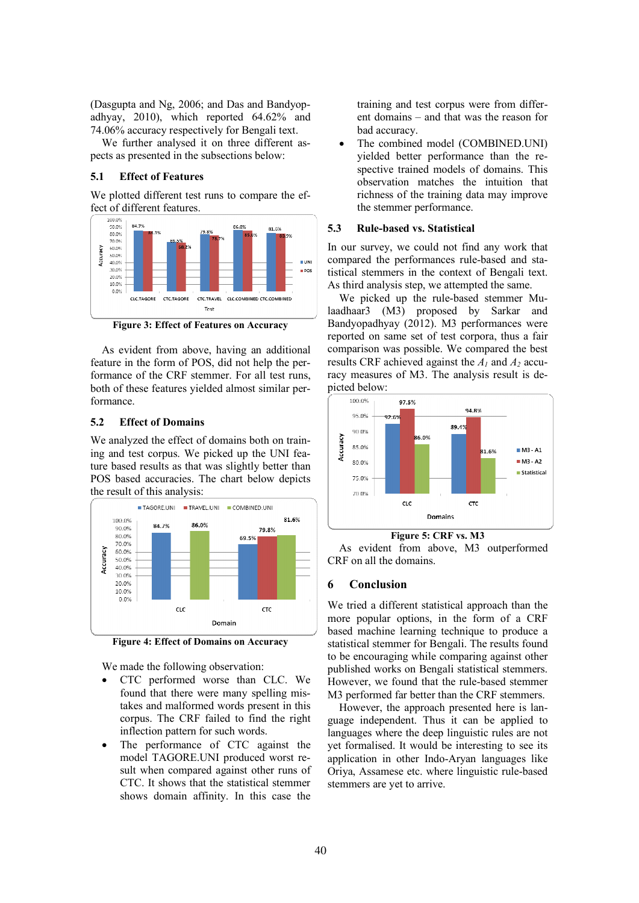(Dasgupta and Ng, 2006; and Das and Bandyopadhyay, 2010), which reported 64.62% and 74.06% accuracy respectively for Bengali text.

We further analysed it on three different aspects as presented in the subsections below:

### 5.1 Effect of Features

We plotted different test runs to compare the effect of different features.

**Figure 3: Effect of Features on Accuracy**

As evident from above, having an additional feature in the form of POS, did not help the performance of the CRF stemmer. For all test runs, both of these features yielded almost similar performance.

### 5.2 Effect of Domains

We analyzed the effect of domains both on training and test corpus. We picked up the UNI feature based results as that was slightly better than POS based accuracies. The chart below depicts the result of this analysis:

**Figure 4: Effect of Domains on Accuracy**

We made the following observation:

- CTC performed worse than CLC. We found that there were many spelling mistakes and malformed words present in this corpus. The CRF failed to find the right inflection pattern for such words.
- The performance of CTC against the model TAGORE.UNI produced worst result when compared against other runs of CTC. It shows that the statistical stemmer shows domain affinity. In this case the training and test corpus were from different domains – and that was the reason for bad accuracy.
- The combined model (COMBINED.UNI) yielded better performance than the respective trained models of domains. This observation matches the intuition that richness of the training data may improve the stemmer performance.

### 5.3 Rule-based vs. Statistical

In our survey, we could not find any work that compared the performances rule-based and statistical stemmers in the context of Bengali text. As third analysis step, we attempted the same.

We picked up the rule-based stemmer Mulaadhaar3 (M3) proposed by Sarkar and Bandyopadhyay (2012). M3 performances were reported on same set of test corpora, thus a fair comparison was possible. We compared the best results CRF achieved against the $A_1$ and $A_2$ accuracy measures of M3. The analysis result is depicted below:

**Figure 5: CRF vs. M3**

As evident from above, M3 outperformed CRF on all the domains.

## 6 Conclusion

We tried a different statistical approach than the more popular options, in the form of a CRF based machine learning technique to produce a statistical stemmer for Bengali. The results found to be encouraging while comparing against other published works on Bengali statistical stemmers. However, we found that the rule-based stemmer M3 performed far better than the CRF stemmers.

However, the approach presented here is language independent. Thus it can be applied to languages where the deep linguistic rules are not yet formalised. It would be interesting to see its application in other Indo-Aryan languages like Oriya, Assamese etc. where linguistic rule-based stemmers are yet to arrive.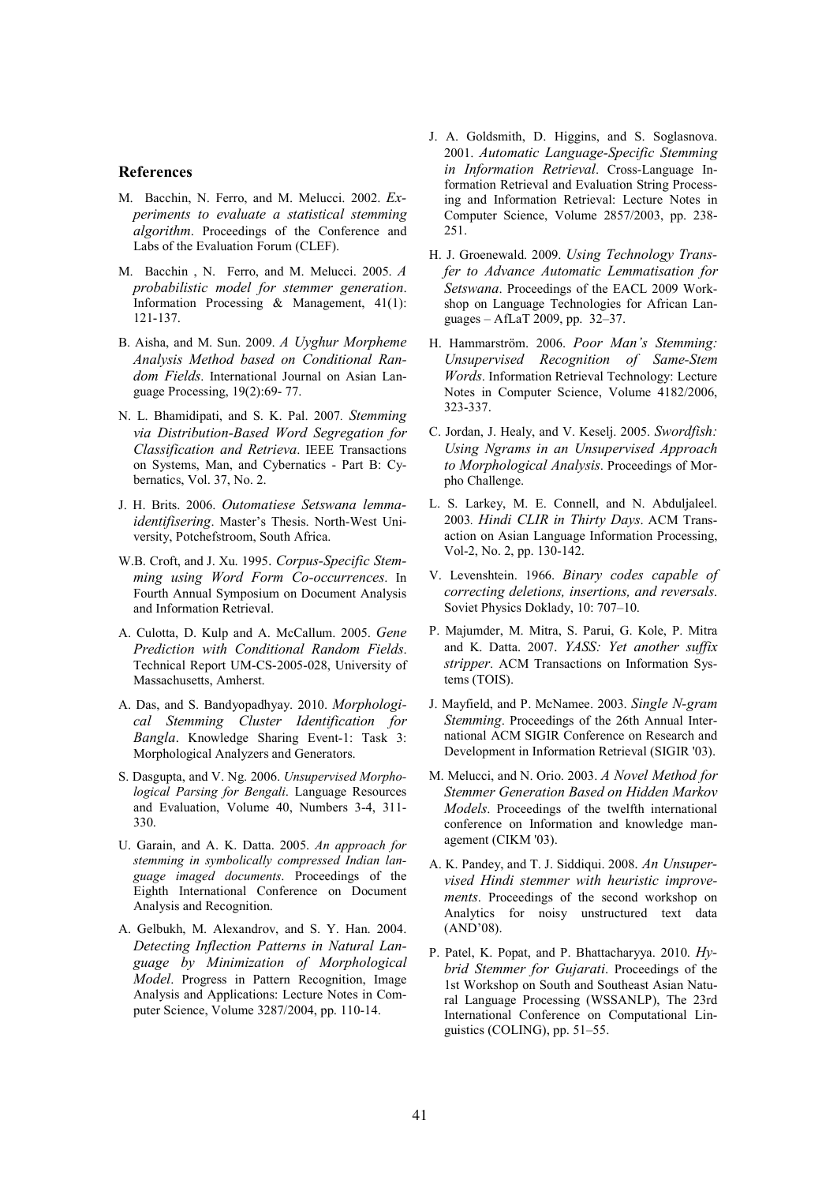## References

M. Bacchin, N. Ferro, and M. Melucci. 2002. *Experiments to evaluate a statistical stemming algorithm*. Proceedings of the Conference and Labs of the Evaluation Forum (CLEF).

M. Bacchin , N. Ferro, and M. Melucci. 2005. *A probabilistic model for stemmer generation*. Information Processing & Management, 41(1): 121-137.

B. Aisha, and M. Sun. 2009. *A Uyghur Morpheme Analysis Method based on Conditional Random Fields*. International Journal on Asian Language Processing, 19(2):69- 77.

N. L. Bhamidipati, and S. K. Pal. 2007. *Stemming via Distribution-Based Word Segregation for Classification and Retrieva*. IEEE Transactions on Systems, Man, and Cybernatics - Part B: Cybernatics, Vol. 37, No. 2.

J. H. Brits. 2006. *Outomatiese Setswana lemmaidentifisering*. Master's Thesis. North-West University, Potchefstroom, South Africa.

W.B. Croft, and J. Xu. 1995. *Corpus-Specific Stemming using Word Form Co-occurrences*. In Fourth Annual Symposium on Document Analysis and Information Retrieval.

A. Culotta, D. Kulp and A. McCallum. 2005. *Gene Prediction with Conditional Random Fields*. Technical Report UM-CS-2005-028, University of Massachusetts, Amherst.

A. Das, and S. Bandyopadhyay. 2010. *Morphological Stemming Cluster Identification for Bangla*. Knowledge Sharing Event-1: Task 3: Morphological Analyzers and Generators.

S. Dasgupta, and V. Ng. 2006. *Unsupervised Morphological Parsing for Bengali*. Language Resources and Evaluation, Volume 40, Numbers 3-4, 311-330.

U. Garain, and A. K. Datta. 2005. *An approach for stemming in symbolically compressed Indian language imaged documents*. Proceedings of the Eighth International Conference on Document Analysis and Recognition.

A. Gelbukh, M. Alexandrov, and S. Y. Han. 2004. *Detecting Inflection Patterns in Natural Language by Minimization of Morphological Model*. Progress in Pattern Recognition, Image Analysis and Applications: Lecture Notes in Computer Science, Volume 3287/2004, pp. 110-14.

J. A. Goldsmith, D. Higgins, and S. Soglasnova. 2001. *Automatic Language-Specific Stemming in Information Retrieval*. Cross-Language Information Retrieval and Evaluation String Processing and Information Retrieval: Lecture Notes in Computer Science, Volume 2857/2003, pp. 238-251.

H. J. Groenewald. 2009. *Using Technology Transfer to Advance Automatic Lemmatisation for Setswana*. Proceedings of the EACL 2009 Workshop on Language Technologies for African Languages – AfLaT 2009, pp. 32–37.

H. Hammarström. 2006. *Poor Man's Stemming: Unsupervised Recognition of Same-Stem Words*. Information Retrieval Technology: Lecture Notes in Computer Science, Volume 4182/2006, 323-337.

C. Jordan, J. Healy, and V. Keselj. 2005. *Swordfish: Using Ngrams in an Unsupervised Approach to Morphological Analysis*. Proceedings of Morpho Challenge.

L. S. Larkey, M. E. Connell, and N. Abduljaleel. 2003. *Hindi CLIR in Thirty Days*. ACM Transaction on Asian Language Information Processing, Vol-2, No. 2, pp. 130-142.

V. Levenshtein. 1966. *Binary codes capable of correcting deletions, insertions, and reversals*. Soviet Physics Doklady, 10: 707–10.

P. Majumder, M. Mitra, S. Parui, G. Kole, P. Mitra and K. Datta. 2007. *YASS: Yet another suffix stripper*. ACM Transactions on Information Systems (TOIS).

J. Mayfield, and P. McNamee. 2003. *Single N-gram Stemming*. Proceedings of the 26th Annual International ACM SIGIR Conference on Research and Development in Information Retrieval (SIGIR '03).

M. Melucci, and N. Orio. 2003. *A Novel Method for Stemmer Generation Based on Hidden Markov Models*. Proceedings of the twelfth international conference on Information and knowledge management (CIKM '03).

A. K. Pandey, and T. J. Siddiqui. 2008. *An Unsupervised Hindi stemmer with heuristic improvements*. Proceedings of the second workshop on Analytics for noisy unstructured text data (AND'08).

P. Patel, K. Popat, and P. Bhattacharyya. 2010. *Hybrid Stemmer for Gujarati*. Proceedings of the 1st Workshop on South and Southeast Asian Natural Language Processing (WSSANLP), The 23rd International Conference on Computational Linguistics (COLING), pp. 51–55.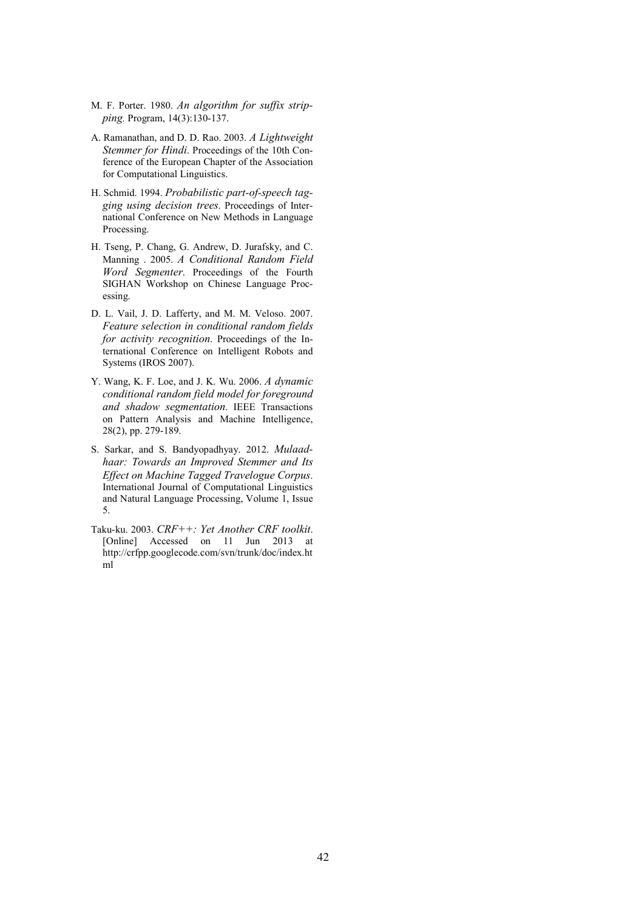M. F. Porter. 1980. *An algorithm for suffix stripping.* Program, 14(3):130-137.

A. Ramanathan, and D. D. Rao. 2003. *A Lightweight Stemmer for Hindi*. Proceedings of the 10th Conference of the European Chapter of the Association for Computational Linguistics.

H. Schmid. 1994. *Probabilistic part-of-speech tagging using decision trees*. Proceedings of International Conference on New Methods in Language Processing.

H. Tseng, P. Chang, G. Andrew, D. Jurafsky, and C. Manning . 2005. *A Conditional Random Field Word Segmenter*. Proceedings of the Fourth SIGHAN Workshop on Chinese Language Processing.

D. L. Vail, J. D. Lafferty, and M. M. Veloso. 2007. *Feature selection in conditional random fields for activity recognition*. Proceedings of the International Conference on Intelligent Robots and Systems (IROS 2007).

Y. Wang, K. F. Loe, and J. K. Wu. 2006. *A dynamic conditional random field model for foreground and shadow segmentation*. IEEE Transactions on Pattern Analysis and Machine Intelligence, 28(2), pp. 279-189.

S. Sarkar, and S. Bandyopadhyay. 2012. *Mulaadhaar: Towards an Improved Stemmer and Its Effect on Machine Tagged Travelogue Corpus*. International Journal of Computational Linguistics and Natural Language Processing, Volume 1, Issue 5.

Taku-ku. 2003. *CRF++: Yet Another CRF toolkit*. [Online] Accessed on 11 Jun 2013 at http://crfpp.googlecode.com/svn/trunk/doc/index.html